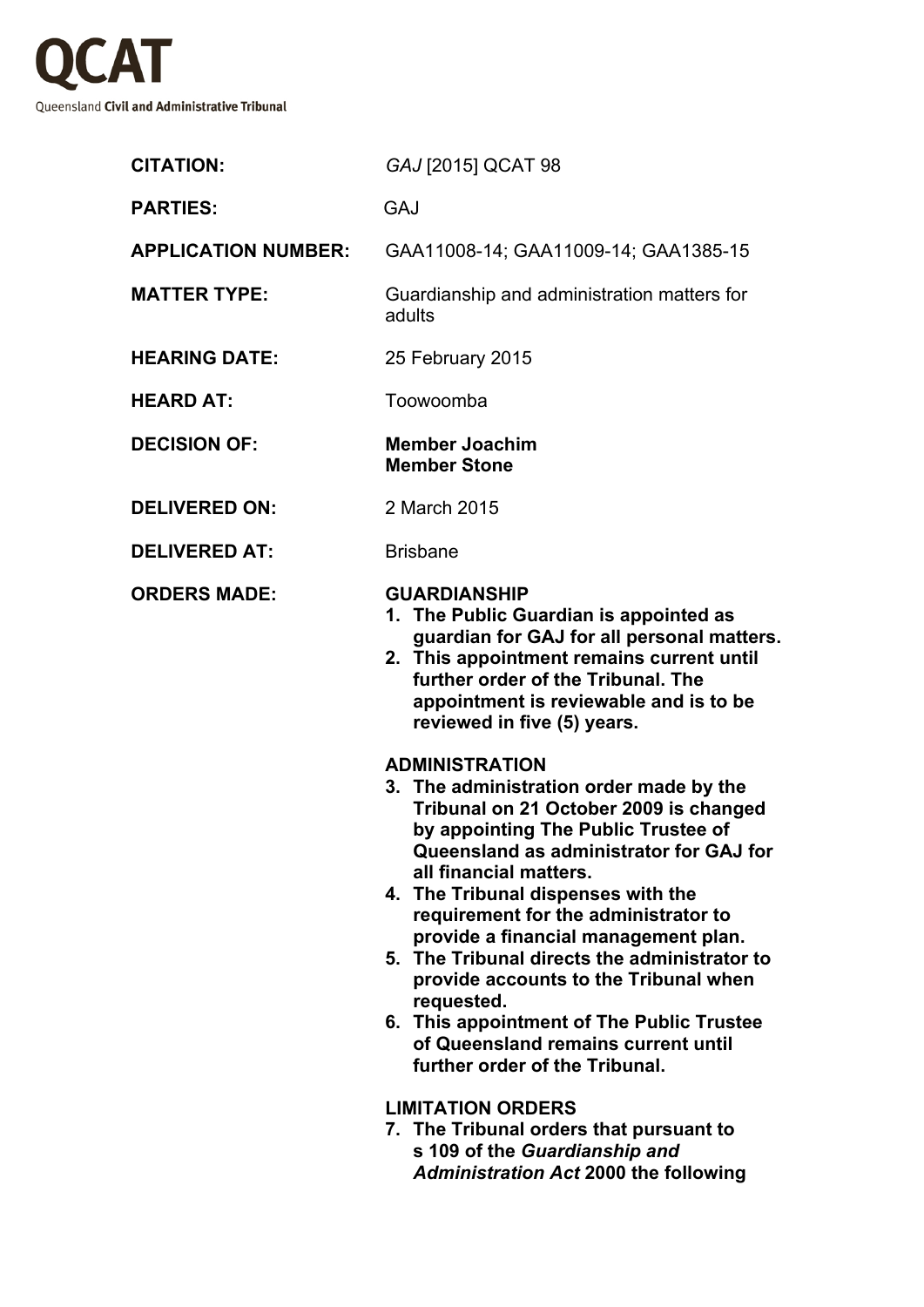# QCAT

Queensland **Civil and Administrative Tribunal**

| | |
|---|---|
| **CITATION:** | *GAJ* [2015] QCAT 98 |
| **PARTIES:** | GAJ |
| **APPLICATION NUMBER:** | GAA11008-14; GAA11009-14; GAA1385-15 |
| **MATTER TYPE:** | Guardianship and administration matters for adults |
| **HEARING DATE:** | 25 February 2015 |
| **HEARD AT:** | Toowoomba |
| **DECISION OF:** | **Member Joachim**<br>**Member Stone** |
| **DELIVERED ON:** | 2 March 2015 |
| **DELIVERED AT:** | Brisbane |

**ORDERS MADE:**

**GUARDIANSHIP**

1. **The Public Guardian is appointed as guardian for GAJ for all personal matters.**
2. **This appointment remains current until further order of the Tribunal. The appointment is reviewable and is to be reviewed in five (5) years.**

**ADMINISTRATION**

3. **The administration order made by the Tribunal on 21 October 2009 is changed by appointing The Public Trustee of Queensland as administrator for GAJ for all financial matters.**
4. **The Tribunal dispenses with the requirement for the administrator to provide a financial management plan.**
5. **The Tribunal directs the administrator to provide accounts to the Tribunal when requested.**
6. **This appointment of The Public Trustee of Queensland remains current until further order of the Tribunal.**

**LIMITATION ORDERS**

7. **The Tribunal orders that pursuant to s 109 of the *Guardianship and Administration Act* 2000 the following**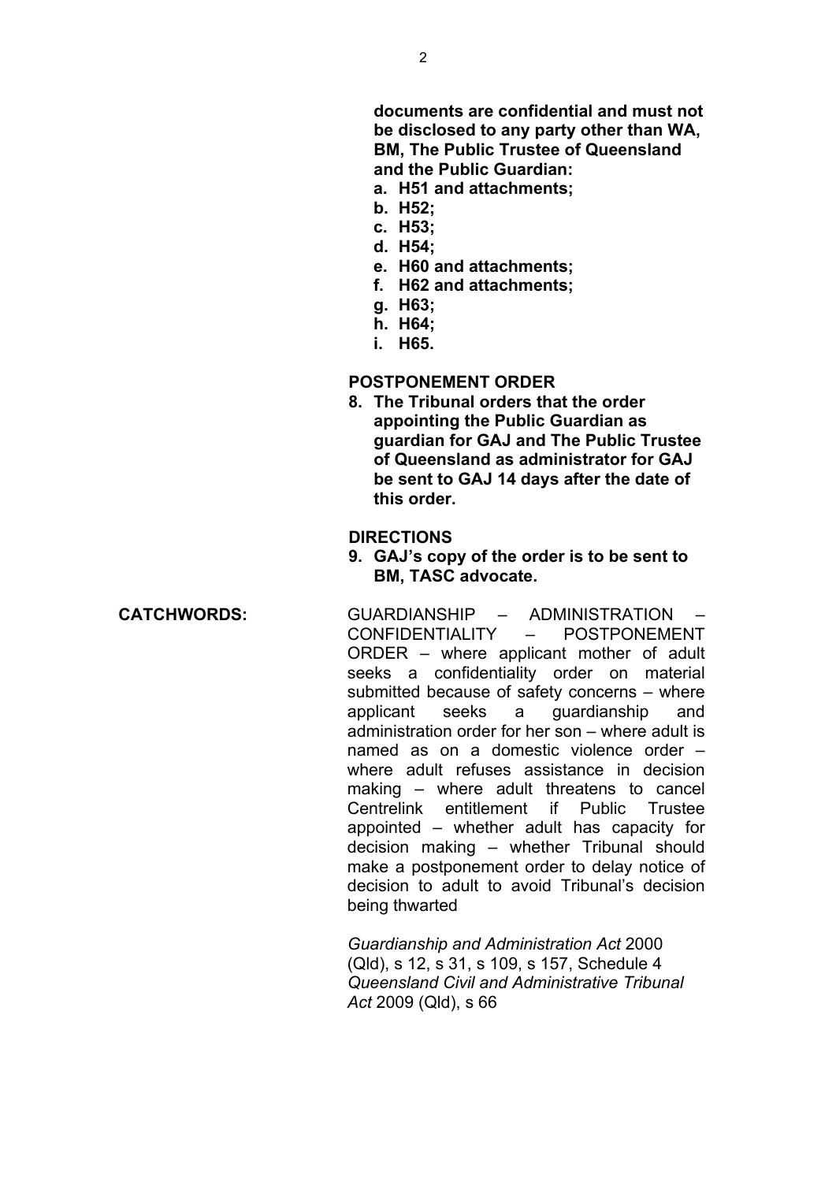**documents are confidential and must not be disclosed to any party other than WA, BM, The Public Trustee of Queensland and the Public Guardian:**

**a. H51 and attachments;**
**b. H52;**
**c. H53;**
**d. H54;**
**e. H60 and attachments;**
**f. H62 and attachments;**
**g. H63;**
**h. H64;**
**i. H65.**

**POSTPONEMENT ORDER**

**8. The Tribunal orders that the order appointing the Public Guardian as guardian for GAJ and The Public Trustee of Queensland as administrator for GAJ be sent to GAJ 14 days after the date of this order.**

**DIRECTIONS**

**9. GAJ's copy of the order is to be sent to BM, TASC advocate.**

**CATCHWORDS:** GUARDIANSHIP – ADMINISTRATION – CONFIDENTIALITY – POSTPONEMENT ORDER – where applicant mother of adult seeks a confidentiality order on material submitted because of safety concerns – where applicant seeks a guardianship and administration order for her son – where adult is named as on a domestic violence order – where adult refuses assistance in decision making – where adult threatens to cancel Centrelink entitlement if Public Trustee appointed – whether adult has capacity for decision making – whether Tribunal should make a postponement order to delay notice of decision to adult to avoid Tribunal's decision being thwarted

*Guardianship and Administration Act* 2000 (Qld), s 12, s 31, s 109, s 157, Schedule 4
*Queensland Civil and Administrative Tribunal Act* 2009 (Qld), s 66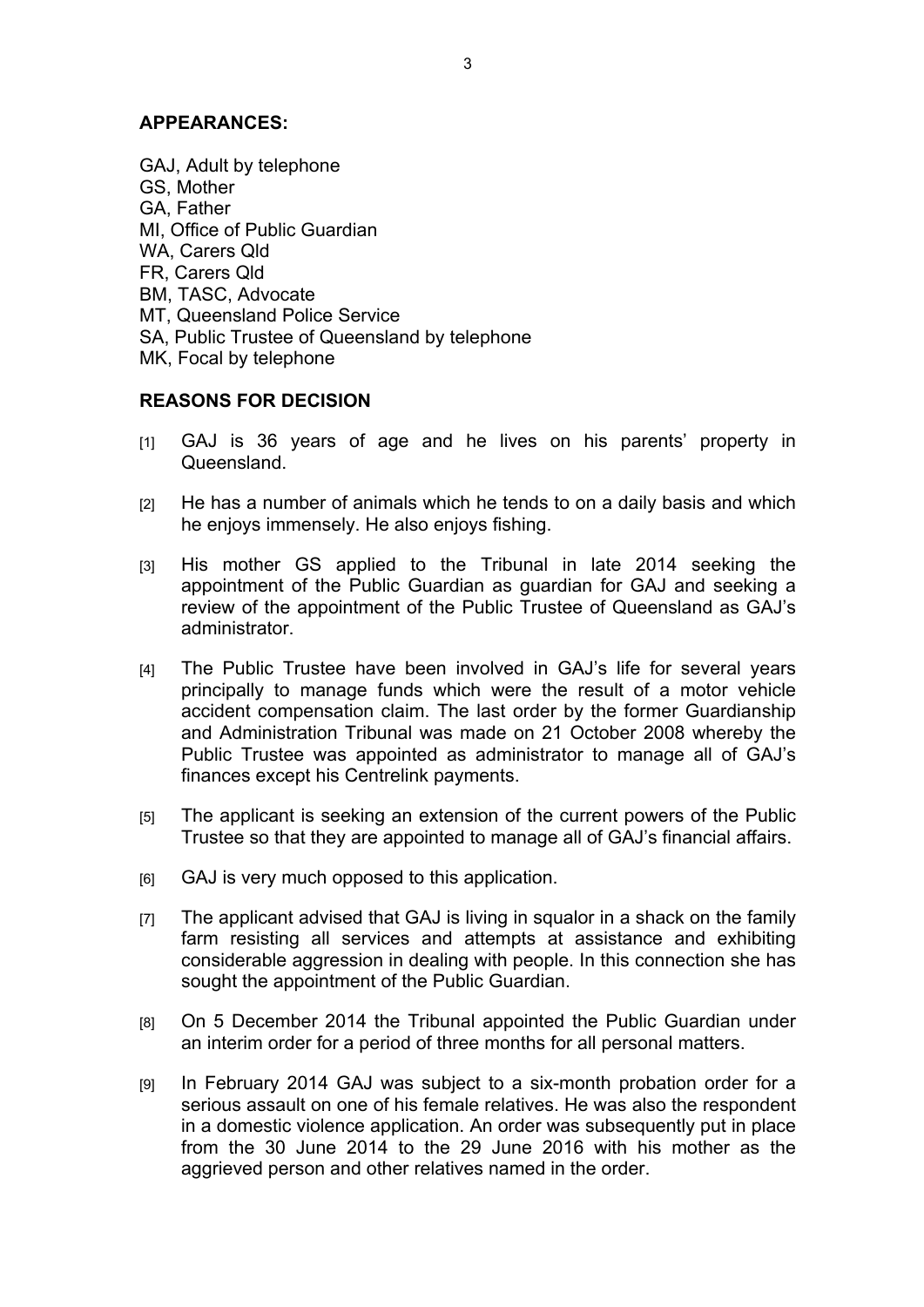**APPEARANCES:**

GAJ, Adult by telephone
GS, Mother
GA, Father
MI, Office of Public Guardian
WA, Carers Qld
FR, Carers Qld
BM, TASC, Advocate
MT, Queensland Police Service
SA, Public Trustee of Queensland by telephone
MK, Focal by telephone

**REASONS FOR DECISION**

[1] GAJ is 36 years of age and he lives on his parents' property in Queensland.

[2] He has a number of animals which he tends to on a daily basis and which he enjoys immensely. He also enjoys fishing.

[3] His mother GS applied to the Tribunal in late 2014 seeking the appointment of the Public Guardian as guardian for GAJ and seeking a review of the appointment of the Public Trustee of Queensland as GAJ's administrator.

[4] The Public Trustee have been involved in GAJ's life for several years principally to manage funds which were the result of a motor vehicle accident compensation claim. The last order by the former Guardianship and Administration Tribunal was made on 21 October 2008 whereby the Public Trustee was appointed as administrator to manage all of GAJ's finances except his Centrelink payments.

[5] The applicant is seeking an extension of the current powers of the Public Trustee so that they are appointed to manage all of GAJ's financial affairs.

[6] GAJ is very much opposed to this application.

[7] The applicant advised that GAJ is living in squalor in a shack on the family farm resisting all services and attempts at assistance and exhibiting considerable aggression in dealing with people. In this connection she has sought the appointment of the Public Guardian.

[8] On 5 December 2014 the Tribunal appointed the Public Guardian under an interim order for a period of three months for all personal matters.

[9] In February 2014 GAJ was subject to a six-month probation order for a serious assault on one of his female relatives. He was also the respondent in a domestic violence application. An order was subsequently put in place from the 30 June 2014 to the 29 June 2016 with his mother as the aggrieved person and other relatives named in the order.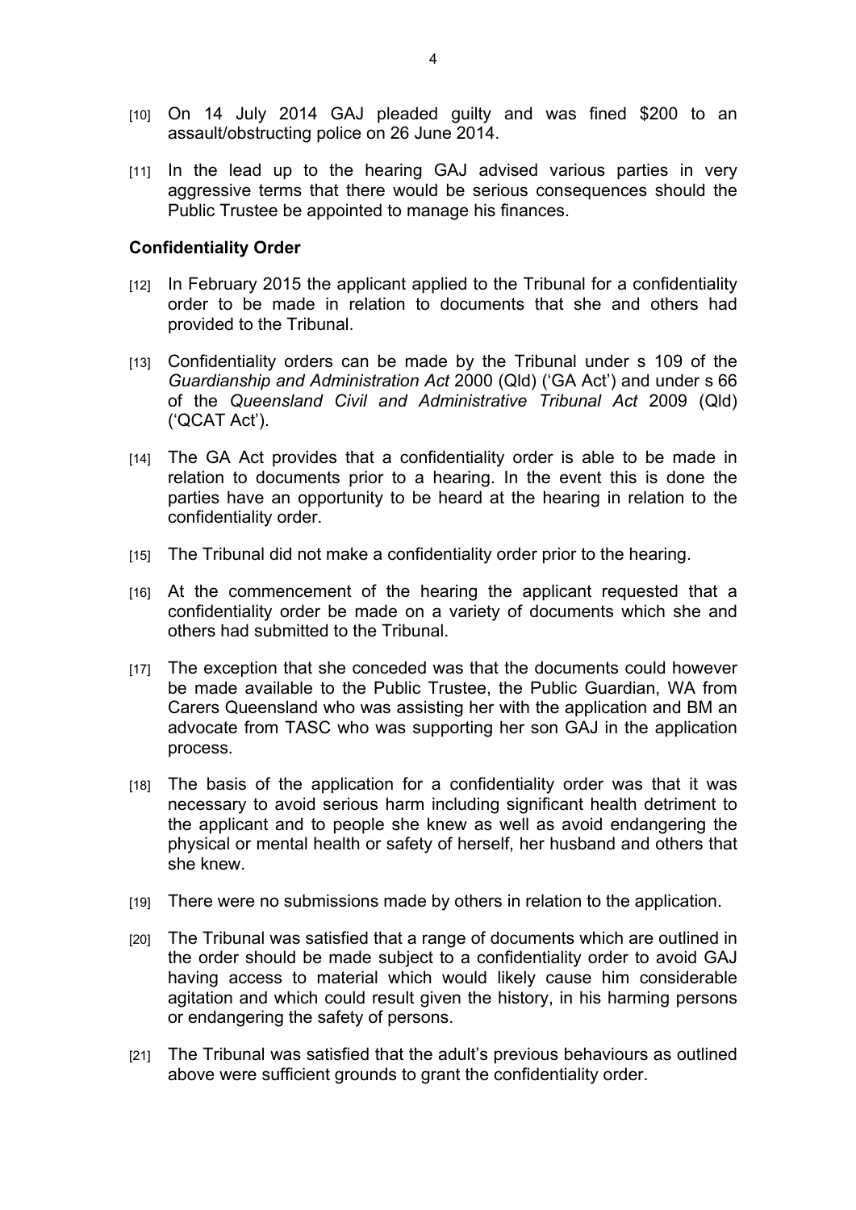[10] On 14 July 2014 GAJ pleaded guilty and was fined \$200 to an assault/obstructing police on 26 June 2014.

[11] In the lead up to the hearing GAJ advised various parties in very aggressive terms that there would be serious consequences should the Public Trustee be appointed to manage his finances.

**Confidentiality Order**

[12] In February 2015 the applicant applied to the Tribunal for a confidentiality order to be made in relation to documents that she and others had provided to the Tribunal.

[13] Confidentiality orders can be made by the Tribunal under s 109 of the *Guardianship and Administration Act* 2000 (Qld) ('GA Act') and under s 66 of the *Queensland Civil and Administrative Tribunal Act* 2009 (Qld) ('QCAT Act').

[14] The GA Act provides that a confidentiality order is able to be made in relation to documents prior to a hearing. In the event this is done the parties have an opportunity to be heard at the hearing in relation to the confidentiality order.

[15] The Tribunal did not make a confidentiality order prior to the hearing.

[16] At the commencement of the hearing the applicant requested that a confidentiality order be made on a variety of documents which she and others had submitted to the Tribunal.

[17] The exception that she conceded was that the documents could however be made available to the Public Trustee, the Public Guardian, WA from Carers Queensland who was assisting her with the application and BM an advocate from TASC who was supporting her son GAJ in the application process.

[18] The basis of the application for a confidentiality order was that it was necessary to avoid serious harm including significant health detriment to the applicant and to people she knew as well as avoid endangering the physical or mental health or safety of herself, her husband and others that she knew.

[19] There were no submissions made by others in relation to the application.

[20] The Tribunal was satisfied that a range of documents which are outlined in the order should be made subject to a confidentiality order to avoid GAJ having access to material which would likely cause him considerable agitation and which could result given the history, in his harming persons or endangering the safety of persons.

[21] The Tribunal was satisfied that the adult's previous behaviours as outlined above were sufficient grounds to grant the confidentiality order.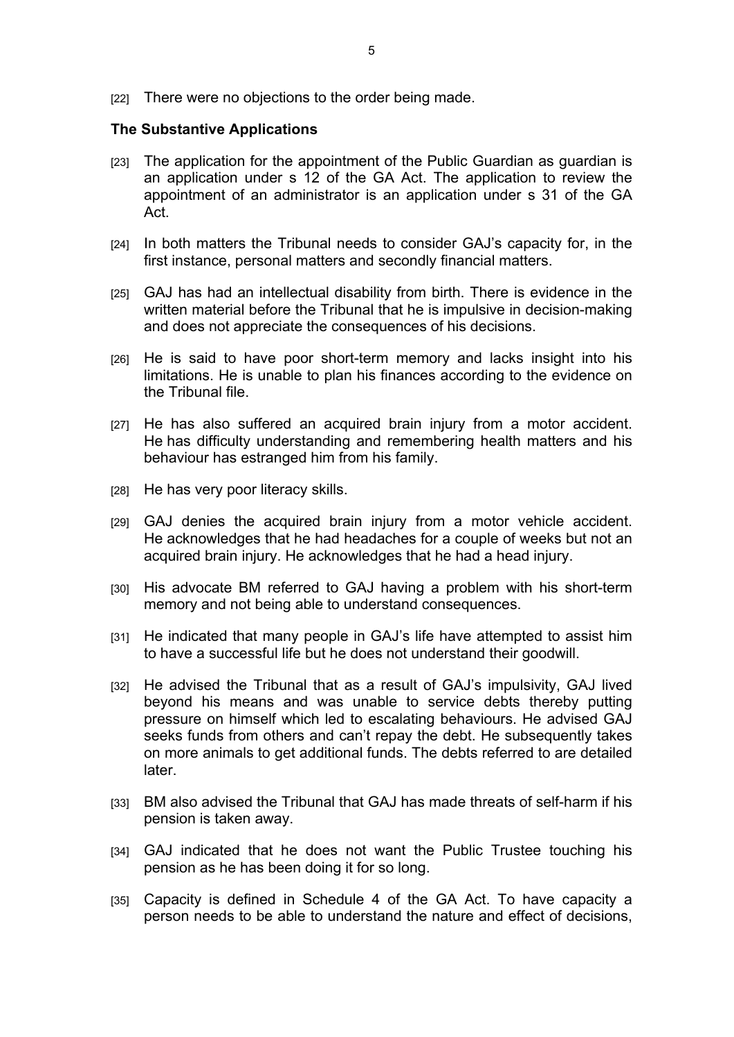[22] There were no objections to the order being made.

**The Substantive Applications**

[23] The application for the appointment of the Public Guardian as guardian is an application under s 12 of the GA Act. The application to review the appointment of an administrator is an application under s 31 of the GA Act.

[24] In both matters the Tribunal needs to consider GAJ's capacity for, in the first instance, personal matters and secondly financial matters.

[25] GAJ has had an intellectual disability from birth. There is evidence in the written material before the Tribunal that he is impulsive in decision-making and does not appreciate the consequences of his decisions.

[26] He is said to have poor short-term memory and lacks insight into his limitations. He is unable to plan his finances according to the evidence on the Tribunal file.

[27] He has also suffered an acquired brain injury from a motor accident. He has difficulty understanding and remembering health matters and his behaviour has estranged him from his family.

[28] He has very poor literacy skills.

[29] GAJ denies the acquired brain injury from a motor vehicle accident. He acknowledges that he had headaches for a couple of weeks but not an acquired brain injury. He acknowledges that he had a head injury.

[30] His advocate BM referred to GAJ having a problem with his short-term memory and not being able to understand consequences.

[31] He indicated that many people in GAJ's life have attempted to assist him to have a successful life but he does not understand their goodwill.

[32] He advised the Tribunal that as a result of GAJ's impulsivity, GAJ lived beyond his means and was unable to service debts thereby putting pressure on himself which led to escalating behaviours. He advised GAJ seeks funds from others and can't repay the debt. He subsequently takes on more animals to get additional funds. The debts referred to are detailed later.

[33] BM also advised the Tribunal that GAJ has made threats of self-harm if his pension is taken away.

[34] GAJ indicated that he does not want the Public Trustee touching his pension as he has been doing it for so long.

[35] Capacity is defined in Schedule 4 of the GA Act. To have capacity a person needs to be able to understand the nature and effect of decisions,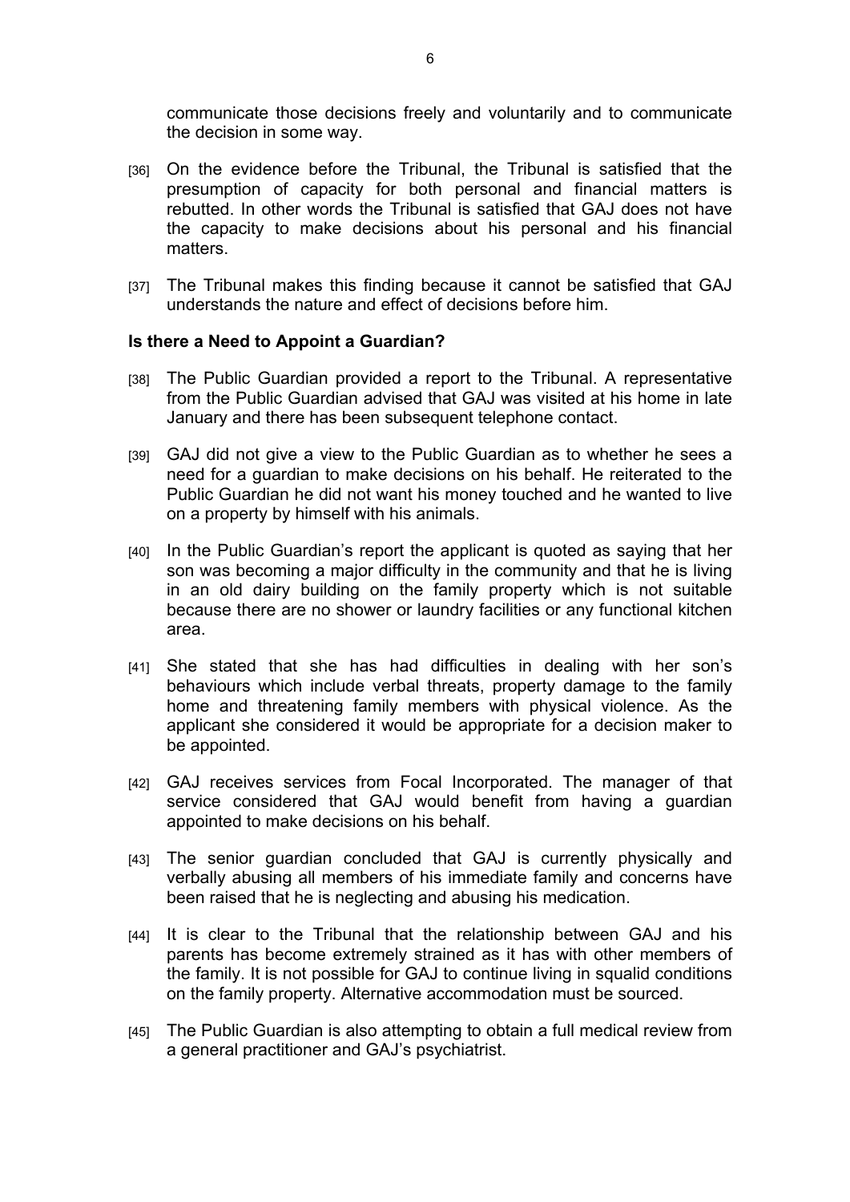communicate those decisions freely and voluntarily and to communicate the decision in some way.

[36] On the evidence before the Tribunal, the Tribunal is satisfied that the presumption of capacity for both personal and financial matters is rebutted. In other words the Tribunal is satisfied that GAJ does not have the capacity to make decisions about his personal and his financial matters.

[37] The Tribunal makes this finding because it cannot be satisfied that GAJ understands the nature and effect of decisions before him.

### Is there a Need to Appoint a Guardian?

[38] The Public Guardian provided a report to the Tribunal. A representative from the Public Guardian advised that GAJ was visited at his home in late January and there has been subsequent telephone contact.

[39] GAJ did not give a view to the Public Guardian as to whether he sees a need for a guardian to make decisions on his behalf. He reiterated to the Public Guardian he did not want his money touched and he wanted to live on a property by himself with his animals.

[40] In the Public Guardian's report the applicant is quoted as saying that her son was becoming a major difficulty in the community and that he is living in an old dairy building on the family property which is not suitable because there are no shower or laundry facilities or any functional kitchen area.

[41] She stated that she has had difficulties in dealing with her son's behaviours which include verbal threats, property damage to the family home and threatening family members with physical violence. As the applicant she considered it would be appropriate for a decision maker to be appointed.

[42] GAJ receives services from Focal Incorporated. The manager of that service considered that GAJ would benefit from having a guardian appointed to make decisions on his behalf.

[43] The senior guardian concluded that GAJ is currently physically and verbally abusing all members of his immediate family and concerns have been raised that he is neglecting and abusing his medication.

[44] It is clear to the Tribunal that the relationship between GAJ and his parents has become extremely strained as it has with other members of the family. It is not possible for GAJ to continue living in squalid conditions on the family property. Alternative accommodation must be sourced.

[45] The Public Guardian is also attempting to obtain a full medical review from a general practitioner and GAJ's psychiatrist.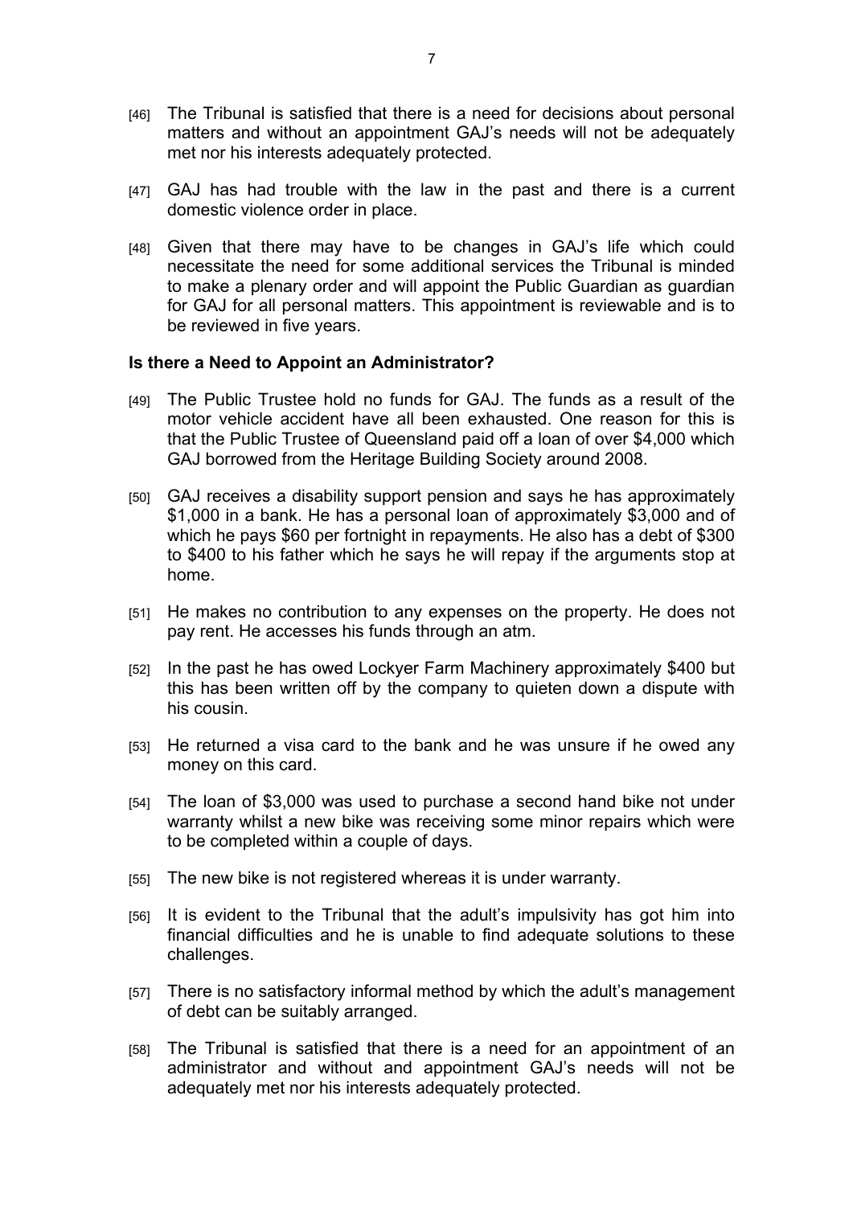[46] The Tribunal is satisfied that there is a need for decisions about personal matters and without an appointment GAJ's needs will not be adequately met nor his interests adequately protected.

[47] GAJ has had trouble with the law in the past and there is a current domestic violence order in place.

[48] Given that there may have to be changes in GAJ's life which could necessitate the need for some additional services the Tribunal is minded to make a plenary order and will appoint the Public Guardian as guardian for GAJ for all personal matters. This appointment is reviewable and is to be reviewed in five years.

**Is there a Need to Appoint an Administrator?**

[49] The Public Trustee hold no funds for GAJ. The funds as a result of the motor vehicle accident have all been exhausted. One reason for this is that the Public Trustee of Queensland paid off a loan of over $4,000 which GAJ borrowed from the Heritage Building Society around 2008.

[50] GAJ receives a disability support pension and says he has approximately $1,000 in a bank. He has a personal loan of approximately $3,000 and of which he pays $60 per fortnight in repayments. He also has a debt of $300 to $400 to his father which he says he will repay if the arguments stop at home.

[51] He makes no contribution to any expenses on the property. He does not pay rent. He accesses his funds through an atm.

[52] In the past he has owed Lockyer Farm Machinery approximately $400 but this has been written off by the company to quieten down a dispute with his cousin.

[53] He returned a visa card to the bank and he was unsure if he owed any money on this card.

[54] The loan of $3,000 was used to purchase a second hand bike not under warranty whilst a new bike was receiving some minor repairs which were to be completed within a couple of days.

[55] The new bike is not registered whereas it is under warranty.

[56] It is evident to the Tribunal that the adult's impulsivity has got him into financial difficulties and he is unable to find adequate solutions to these challenges.

[57] There is no satisfactory informal method by which the adult's management of debt can be suitably arranged.

[58] The Tribunal is satisfied that there is a need for an appointment of an administrator and without and appointment GAJ's needs will not be adequately met nor his interests adequately protected.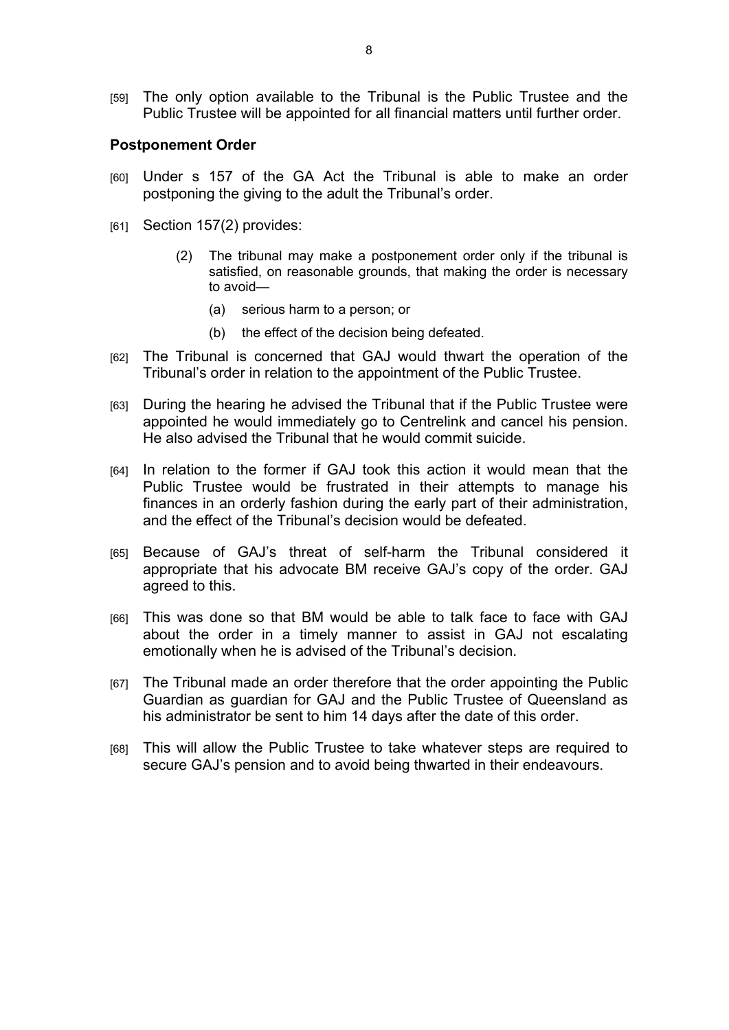[59] The only option available to the Tribunal is the Public Trustee and the Public Trustee will be appointed for all financial matters until further order.

**Postponement Order**

[60] Under s 157 of the GA Act the Tribunal is able to make an order postponing the giving to the adult the Tribunal's order.

[61] Section 157(2) provides:

> (2) The tribunal may make a postponement order only if the tribunal is satisfied, on reasonable grounds, that making the order is necessary to avoid—
>
> (a) serious harm to a person; or
>
> (b) the effect of the decision being defeated.

[62] The Tribunal is concerned that GAJ would thwart the operation of the Tribunal's order in relation to the appointment of the Public Trustee.

[63] During the hearing he advised the Tribunal that if the Public Trustee were appointed he would immediately go to Centrelink and cancel his pension. He also advised the Tribunal that he would commit suicide.

[64] In relation to the former if GAJ took this action it would mean that the Public Trustee would be frustrated in their attempts to manage his finances in an orderly fashion during the early part of their administration, and the effect of the Tribunal's decision would be defeated.

[65] Because of GAJ's threat of self-harm the Tribunal considered it appropriate that his advocate BM receive GAJ's copy of the order. GAJ agreed to this.

[66] This was done so that BM would be able to talk face to face with GAJ about the order in a timely manner to assist in GAJ not escalating emotionally when he is advised of the Tribunal's decision.

[67] The Tribunal made an order therefore that the order appointing the Public Guardian as guardian for GAJ and the Public Trustee of Queensland as his administrator be sent to him 14 days after the date of this order.

[68] This will allow the Public Trustee to take whatever steps are required to secure GAJ's pension and to avoid being thwarted in their endeavours.